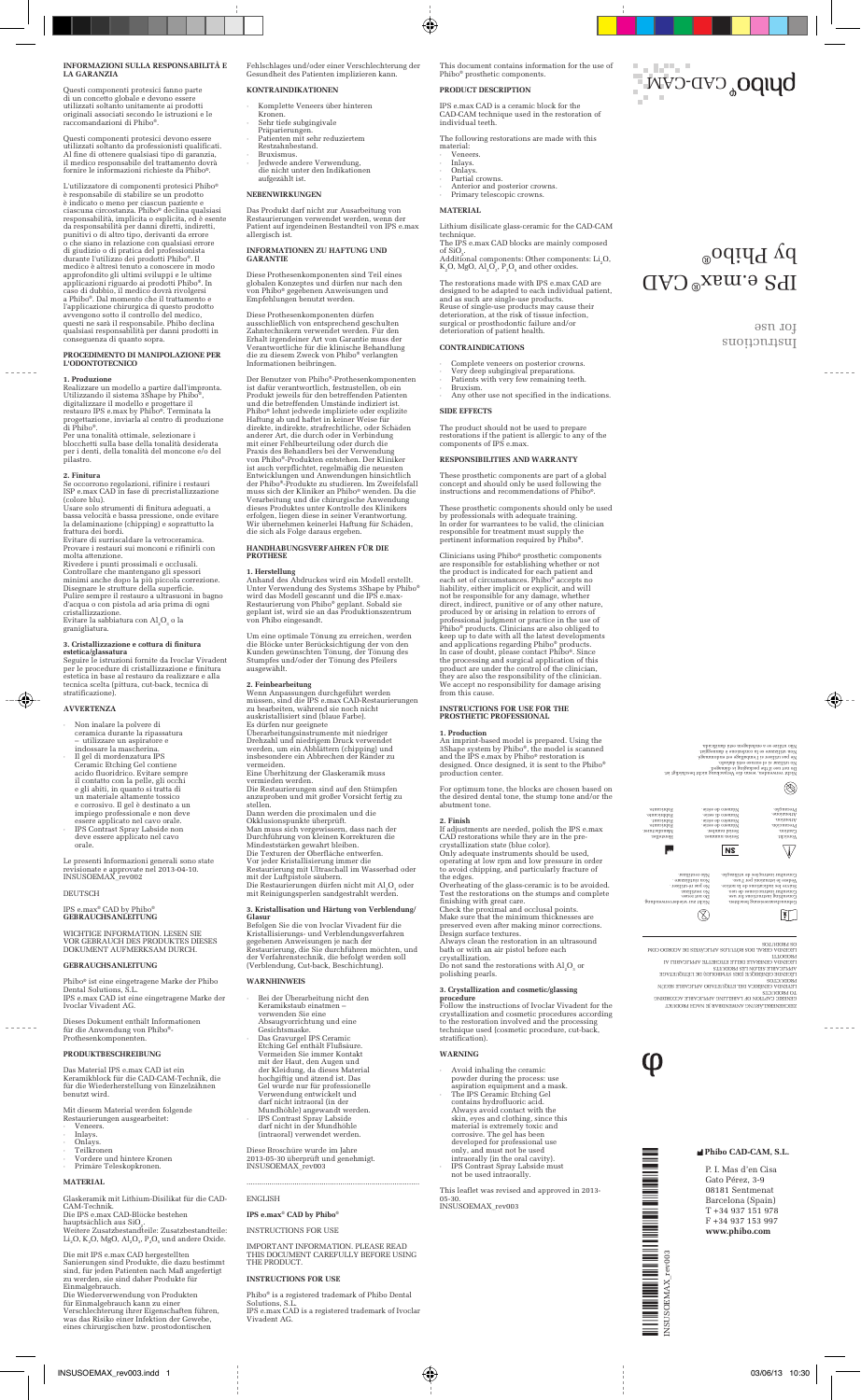## INFORMAZIONI SULLA RESPONSABILITÀ E LA GARANZIA

Questi componenti protesici fanno parte di un concetto globale e devono essere utilizzati soltanto unitamente ai prodotti originali associati secondo le istruzioni e le raccomandazioni di Phibo®.

Questi componenti protesici devono essere utilizzati soltanto da professionisti qualificati. Al fine di ottenere qualsiasi tipo di garanzia, il medico responsabile del trattamento dovrà fornire le informazioni richieste da Phibo®.

L'utilizzatore di componenti protesici Phibo® è responsabile di stabilire se un prodotto è indicato o meno per ciascun paziente e ciascuna circostanza. Phibo® declina qualsiasi responsabilità, implicita o esplicita, ed è esente da responsabilità per danni diretti, indiretti, punitivi o di altro tipo, derivanti da errore o che siano in relazione con qualsiasi errore di giudizio o di pratica del professionista durante l'utilizzo dei prodotti Phibo®. Il medico è altresì tenuto a conoscere in modo approfondito gli ultimi sviluppi e le ultime applicazioni riguardo ai prodotti Phibo®. In caso di dubbio, il medico dovrà rivolgersi a Phibo®. Dal momento che il trattamento e l'applicazione chirurgica di questo prodotto avvengono sotto il controllo del medico, questi ne sarà il responsabile. Phibo declina qualsiasi responsabilità per danni prodotti in conseguenza di quanto sopra.

## PROCEDIMENTO DI MANIPOLAZIONE PER L'ODONTOTECNICO

### 1. Produzione

Realizzare un modello a partire dall'impronta. Utilizzando il sistema 3Shape by Phibo®, digitalizzare il modello e progettare il restauro IPS e.max by Phibo®. Terminata la progettazione, inviarla al centro di produzione di Phibo®.

Per una tonalità ottimale, selezionare i blocchetti sulla base della tonalità desiderata per i denti, della tonalità del moncone e/o del pilastro.

### 2. Finitura

Se occorrono regolazioni, rifinire i restauri ISP e.max CAD in fase di precristallizzazione (colore blu).

Usare solo strumenti di finitura adeguati, a bassa velocità e bassa pressione, onde evitare la delaminazione (chipping) e soprattutto la frattura dei bordi.

Evitare di surriscaldare la vetroceramica. Provare i restauri sui monconi e rifinirli con molta attenzione.

Rivedere i punti prossimali e occlusali. Controllare che mantengano gli spessori minimi anche dopo la più piccola correzione. Disegnare le strutture della superficie. Pulire sempre il restauro a ultrasuoni in bagno d'acqua o con pistola ad aria prima di ogni cristallizzazione.

Evitare la sabbiatura con $Al_2O_3$ o la granigliatura.

### 3. Cristallizzazione e cottura di finitura estetica/glassatura

Seguire le istruzioni fornite da Ivoclar Vivadent per le procedure di cristallizzazione e finitura estetica in base al restauro da realizzare e alla tecnica scelta (pittura, cut-back, tecnica di stratificazione).

## AVVERTENZA

- Non inalare la polvere di ceramica durante la ripassatura – utilizzare un aspiratore e indossare la mascherina.
- Il gel di mordenzatura IPS Ceramic Etching Gel contiene acido fluoridrico. Evitare sempre il contatto con la pelle, gli occhi e gli abiti, in quanto si tratta di un materiale altamente tossico e corrosivo. Il gel è destinato a un impiego professionale e non deve essere applicato nel cavo orale.
- IPS Contrast Spray Labside non deve essere applicato nel cavo orale.

Le presenti Informazioni generali sono state revisionate e approvate nel 2013-04-10. INSUSOEMAX_rev002

DEUTSCH

IPS e.max® CAD by Phibo®
**GEBRAUCHSANLEITUNG**

WICHTIGE INFORMATION. LESEN SIE VOR GEBRAUCH DES PRODUKTES DIESES DOKUMENT AUFMERKSAM DURCH.

## GEBRAUCHSANLEITUNG

Phibo® ist eine eingetragene Marke der Phibo Dental Solutions, S.L.
IPS e.max CAD ist eine eingetragene Marke der Ivoclar Vivadent AG.

Dieses Dokument enthält Informationen für die Anwendung von Phibo®-Prothesenkomponenten.

## PRODUKTBESCHREIBUNG

Das Material IPS e.max CAD ist ein Keramikblock für die CAD-CAM-Technik, die für die Wiederherstellung von Einzelzähnen benutzt wird.

Mit diesem Material werden folgende Restaurierungen ausgearbeitet:

- Veneers.
- Inlays.
- Onlays.
- Teilkronen
- Vordere und hintere Kronen
- Primäre Teleskopkronen.

## MATERIAL

Glaskeramik mit Lithium-Disilikat für die CAD-CAM-Technik.
Die IPS e.max CAD-Blöcke bestehen hauptsächlich aus $SiO_2$.
Weitere Zusatzbestandteile: Zusatzbestandteile: $Li_2O$, $K_2O$, MgO, $Al_2O_3$, $P_2O_5$ und andere Oxide.

Die mit IPS e.max CAD hergestellten Sanierungen sind Produkte, die dazu bestimmt sind, für jeden Patienten nach Maß angefertigt zu werden, sie sind daher Produkte für Einmalgebrauch.
Die Wiederverwendung von Produkten für Einmalgebrauch kann zu einer Verschlechterung ihrer Eigenschaften führen, was das Risiko einer Infektion der Gewebe, eines chirurgischen bzw. prostodontischen Fehlschlages und/oder einer Verschlechterung der Gesundheit des Patienten implizieren kann.

## KONTRAINDIKATIONEN

- Komplette Veneers über hinteren Kronen.
- Sehr tiefe subgingivale Präparierungen.
- Patienten mit sehr reduziertem Restzahnbestand.
- Bruxismus.
- Jedwede andere Verwendung, die nicht unter den Indikationen aufgezählt ist.

## NEBENWIRKUNGEN

Das Produkt darf nicht zur Ausarbeitung von Restaurierungen verwendet werden, wenn der Patient auf irgendeinen Bestandteil von IPS e.max allergisch ist.

## INFORMATIONEN ZU HAFTUNG UND GARANTIE

Diese Prothesenkomponenten sind Teil eines globalen Konzeptes und dürfen nur nach den von Phibo® gegebenen Anweisungen und Empfehlungen benutzt werden.

Diese Prothesenkomponenten dürfen ausschließlich von entsprechend geschulten Zahntechnikern verwendet werden. Für den Erhalt irgendeiner Art von Garantie muss der Verantwortliche für die klinische Behandlung die zu diesem Zweck von Phibo® verlangten Informationen beibringen.

Der Benutzer von Phibo®-Prothesenkomponenten ist dafür verantwortlich, festzustellen, ob ein Produkt jeweils für den betreffenden Patienten und die betreffenden Umstände indiziert ist. Phibo® lehnt jedwede implizierte oder explizite Haftung ab und haftet in keiner Weise für direkte, indirekte, strafrechtliche, oder Schäden anderer Art, die durch oder in Verbindung mit einer Fehlbeurteilung oder durch die Praxis des Behandlers bei der Verwendung von Phibo®-Produkten entstehen. Der Kliniker ist auch verpflichtet, regelmäßig die neuesten Entwicklungen und Anwendungen hinsichtlich der Phibo®-Produkte zu studieren. Im Zweifelsfall muss sich der Kliniker an Phibo® wenden. Da die Verarbeitung und die chirurgische Anwendung dieses Produktes unter Kontrolle des Klinikers erfolgen, liegen diese in seiner Verantwortung. Wir übernehmen keinerlei Haftung für Schäden, die sich als Folge daraus ergeben.

## HANDHABUNGSVERFAHREN FÜR DIE PROTHESE

### 1. Herstellung

Anhand des Abdruckes wird ein Modell erstellt. Unter Verwendung des Systems 3Shape by Phibo® wird das Modell gescannt und die IPS e.max-Restaurierung von Phibo® geplant. Sobald sie geplant ist, wird sie an das Produktionszentrum von Phibo eingesandt.

Um eine optimale Tönung zu erreichen, werden die Blöcke unter Berücksichtigung der von den Kunden gewünschten Tönung, der Tönung des Stumpfes und/oder der Tönung des Pfeilers ausgewählt.

### 2. Feinbearbeitung

Wenn Anpassungen durchgeführt werden müssen, sind die IPS e.max CAD-Restaurierungen zu bearbeiten, während sie noch nicht auskristallisiert sind (blaue Farbe).
Es dürfen nur geeignete Überarbeitungsinstrumente mit niedriger Drehzahl und niedrigem Druck verwendet werden, um ein Abblättern (chipping) und insbesondere ein Abbrechen der Ränder zu vermeiden.
Eine Überhitzung der Glaskeramik muss vermieden werden.
Die Restaurierungen sind auf den Stümpfen anzuproben und mit großer Vorsicht fertig zu stellen.
Dann werden die proximalen und die Okklusionspunkte überprüft.
Man muss sich vergewissern, dass nach der Durchführung von kleinen Korrekturen die Mindeststärken gewahrt bleiben.
Die Texturen der Oberfläche entwerfen.
Vor jeder Kristallisierung immer die Restaurierung mit Ultraschall im Wasserbad oder mit der Luftpistole säubern.
Die Restaurierungen dürfen nicht mit $Al_2O_3$ oder mit Reinigungsperlen sandgestrahlt werden.

### 3. Kristallisation und Härtung von Verblendung/Glasur

Befolgen Sie die von Ivoclar Vivadent für die Kristallisierungs- und Verblendungsverfahren gegebenen Anweisungen je nach der Restaurierung, die Sie durchführen möchten, und der Verfahrenstechnik, die befolgt werden soll (Verblendung, Cut-back, Beschichtung).

## WARNHINWEIS

- Bei der Überarbeitung nicht den Keramikstaub einatmen – verwenden Sie eine Absaugvorrichtung und eine Gesichtsmaske.
- Das Gravurgel IPS Ceramic Etching Gel enthält Flußsäure. Vermeiden Sie immer Kontakt mit der Haut, den Augen und der Kleidung, da dieses Material hochgiftig und ätzend ist. Das Gel wurde nur für professionelle Verwendung entwickelt und darf nicht intraoral (in der Mundhöhle) angewandt werden.
- IPS Contrast Spray Labside darf nicht in der Mundhöhle (intraoral) verwendet werden.

Diese Broschüre wurde im Jahre 2013-05-30 überprüft und genehmigt.
INSUSOEMAX_rev003

ENGLISH

**IPS e.max® CAD by Phibo®**

INSTRUCTIONS FOR USE

IMPORTANT INFORMATION. PLEASE READ THIS DOCUMENT CAREFULLY BEFORE USING THE PRODUCT.

## INSTRUCTIONS FOR USE

Phibo® is a registered trademark of Phibo Dental Solutions, S.L.
IPS e.max CAD is a registered trademark of Ivoclar Vivadent AG.

This document contains information for the use of Phibo® prosthetic components.

## PRODUCT DESCRIPTION

IPS e.max CAD is a ceramic block for the CAD-CAM technique used in the restoration of individual teeth.

The following restorations are made with this material:

- Veneers.
- Inlays.
- Onlays.
- Partial crowns.
- Anterior and posterior crowns.
- Primary telescopic crowns.

## MATERIAL

Lithium disilicate glass-ceramic for the CAD-CAM technique.
The IPS e.max CAD blocks are mainly composed of $SiO_2$.
Additional component: Other components: $Li_2O$, $K_2O$, MgO, $Al_2O_3$, $P_2O_5$ and other oxides.

The restorations made with IPS e.max CAD are designed to be adapted to each individual patient, and as such are single-use products.
Reuse of single-use products may cause their deterioration, at the risk of tissue infection, surgical or prosthodontic failure and/or deterioration of patient health.

## CONTRAINDICATIONS

- Complete veneers on posterior crowns.
- Very deep subgingival preparations.
- Patients with very few remaining teeth.
- Bruxism.
- Any other use not specified in the indications.

## SIDE EFFECTS

The product should not be used to prepare restorations if the patient is allergic to any of the components of IPS e.max.

## RESPONSIBILITIES AND WARRANTY

These prosthetic components are part of a global concept and should only be used following the instructions and recommendations of Phibo®.

These prosthetic components should only be used by professionals with adequate training.
In order for warranties to be valid, the clinician responsible for treatment must supply the pertinent information required by Phibo®.

Clinicians using Phibo® prosthetic components are responsible for establishing whether or not the product is indicated for each patient and each set of circumstances. Phibo® accepts no liability, either implicit or explicit, and will not be responsible for any damage, whether direct, indirect, punitive or of any other nature, produced by or arising in relation to errors of professional judgment or practice in the use of Phibo® products. Clinicians are also obliged to keep up to date with all the latest developments and applications regarding Phibo® products. In case of doubt, please contact Phibo®. Since the processing and surgical application of this product are under the control of the clinician, they are also the responsibility of the clinician. We accept no responsibility for damage arising from this cause.

## INSTRUCTIONS FOR USE FOR THE PROSTHETIC PROFESSIONAL

### 1. Production

An imprint-based model is prepared. Using the 3Shape system by Phibo®, the model is scanned and the IPS e.max by Phibo® restoration is designed. Once designed, it is sent to the Phibo® production center.

For optimum tone, the blocks are chosen based on the desired dental tone, the stump tone and/or the abutment tone.

### 2. Finish

If adjustments are needed, polish the IPS e.max CAD restorations while they are in the pre-crystallization state (blue color).
Only adequate instruments should be used, operating at low rpm and low pressure in order to avoid chipping, and particularly fracture of the edges.
Overheating of the glass-ceramic is to be avoided.
Test the restorations on the stumps and complete finishing with great care.
Check the proximal and occlusal points.
Make sure that the minimum thicknesses are preserved even after making minor corrections.
Design surface textures.
Always clean the restoration in an ultrasound bath or with an air pistol before each crystallization.
Do not sand the restorations with $Al_2O_3$ or polishing pearls.

### 3. Crystallization and cosmetic/glassing procedure

Follow the instructions of Ivoclar Vivadent for the crystallization and cosmetic procedures according to the restoration involved and the processing technique used (cosmetic procedure, cut-back, stratification).

## WARNING

- Avoid inhaling the ceramic powder during the process: use aspiration equipment and a mask.
- The IPS Ceramic Etching Gel contains hydrofluoric acid. Always avoid contact with the skin, eyes and clothing, since this material is extremely toxic and corrosive. The gel has been developed for professional use only, and must not be used intraorally (in the oral cavity).
- IPS Contrast Spray Labside must not be used intraorally.

This leaflet was revised and approved in 2013-05-30.
INSUSOEMAX_rev003

phibo® CAD-CAM

# IPS e.max® CAD by Phibo®

Instructions for use

ZEICHENERKLÄRUNG ANWENDBAR JE NACH PRODUKT / GENERIC CAPTION OF LABELLING APPLICABLE ACCORDING TO PRODUCTS / LEYENDA GENÉRICA DEL ETIQUETADO APLICABLE SEGÚN PRODUCTOS / LÉGENDE GÉNÉRIQUE DES SYMBOLES DE L'ÉTIQUETAGE APPLICABLE SELON LES PRODUITS / LEGENDA GENERALE DELLE ETICHETTE APPLICABILI AI PRODOTTI / LEGENDA GERAL DOS RÓTULOS APLICÁVEIS DE ACORDO COM OS PRODUTOS

Gebrauchsanweisung beachten. / Consult instructions for use. / Consultar las instrucciones de uso. / Voir les indications de la notice. / Consultare le istruzioni per l'uso. / Consultar instruções de utilização.

Nicht zur Wiederverwendung. / Do not reuse. / No reutilizar. / Ne pas réutiliser. / Non riutilizzare. / Não reutilizar.

Hersteller. / Manufacturer. / Fabricante. / Fabricant. / Fabbricante. / Fabricante.

Nicht steril. / Non sterile. / No estéril. / Non stérile. / Non sterile. / Não estéril.

Serien-nummer. / Batch number. / Número de lote. / Numéro de lot. / Numero di lotto. / Número de lote.

Vorsicht. / Caution. / Precaución. / Attention. / Attenzione. / Precaução.

Nicht verwenden, wenn die Verpackung nicht beschädigt ist. / Do not use if the packaging is damaged. / No utilizar si el envase está dañado. / Ne pas utiliser si l'emballage est endommagé. / Non usare se la confezione è danneggiata. / Não utilizar se a embalagem estiver danificada.

**Phibo CAD-CAM, S.L.**

P. I. Mas d'en Cisa
Gato Pérez, 3-9
08181 Sentmenat
Barcelona (Spain)
T +34 937 151 978
F +34 937 153 997
**www.phibo.com**

INSUSOEMAX_rev003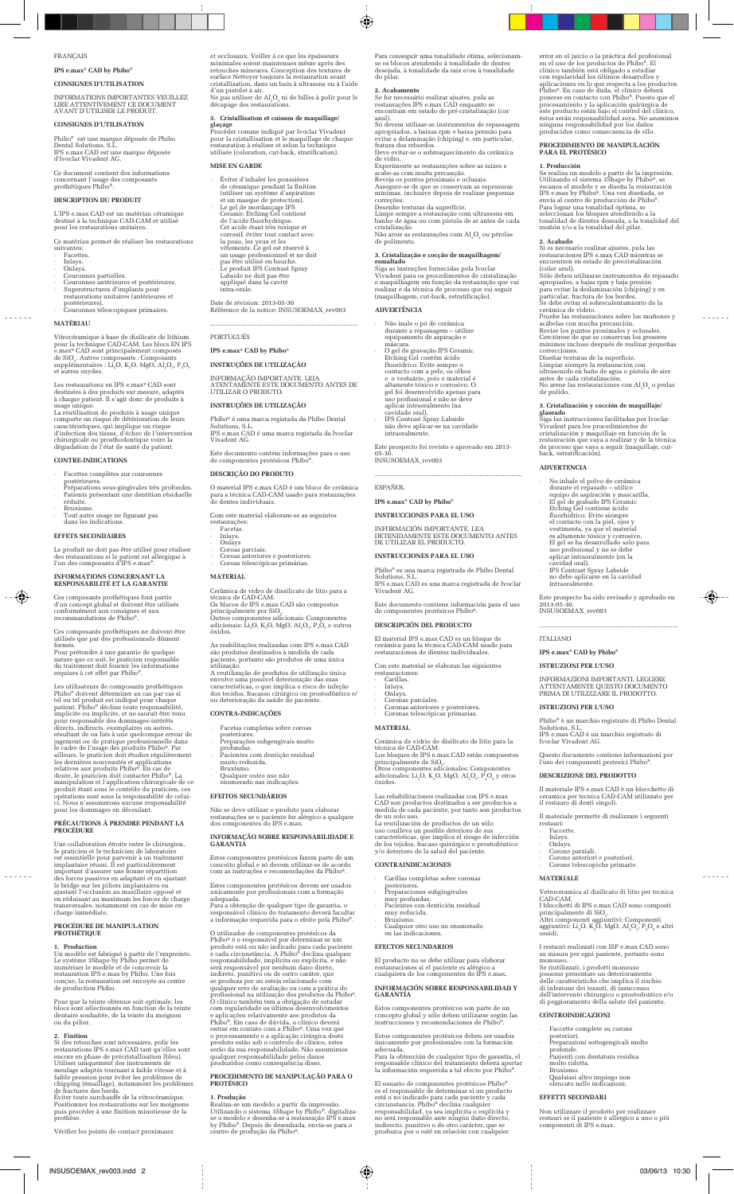## FRANÇAIS

**IPS e.max® CAD by Phibo®**

**CONSIGNES D'UTILISATION**

INFORMATIONS IMPORTANTES VEUILLEZ LIRE ATTENTIVEMENT CE DOCUMENT AVANT D'UTILISER LE PRODUIT.

**CONSIGNES D'UTILISATION**

Phibo® est une marque déposée de Phibo Dental Solutions, S.L.
IPS e.max CAD est une marque déposée d'Ivoclar Vivadent AG.

Ce document contient des informations concernant l'usage des composants prothétiques Phibo®.

**DESCRIPTION DU PRODUIT**

L'IPS e.max CAD est un matériau céramique destiné à la technique CAD-CAM et utilisé pour les restaurations unitaires.

Ce matériau permet de réaliser les restaurations suivantes:

- Facettes.
- Inlays.
- Onlays.
- Couronnes partielles.
- Couronnes antérieures et postérieures.
- Superstructures d'implants pour restaurations unitaires (antérieures et postérieures).
- Couronnes télescopiques primaires.

**MATÉRIAU**

Vitrocéramique à base de disilicate de lithium pour la technique CAD-CAM. Les blocs EN IPS e.max® CAD sont principalement composés de $SiO_2$. Autres composants : Composants supplémentaires : $Li_2O$, $K_2O$, MgO, $Al_2O_3$, $P_2O_5$ et autres oxydes.

Les restaurations en IPS e.max® CAD sont destinées à des produits sur mesure, adaptés à chaque patient. Il s'agit donc de produits à usage unique.
La réutilisation de produits à usage unique comporte un risque de détérioration de leurs caractéristiques, qui implique un risque d'infection des tissus, d'échec de l'intervention chirurgicale ou prosthodontique voire la dégradation de l'état de santé du patient.

**CONTRE-INDICATIONS**

- Facettes complètes sur couronnes postérieures.
- Préparations sous-gingivales très profondes.
- Patients présentant une dentition résiduelle réduite.
- Bruxisme.
- Tout autre usage ne figurant pas dans les indications.

**EFFETS SECONDAIRES**

Le produit ne doit pas être utilisé pour réaliser des restaurations si le patient est allergique à l'un des composants d'IPS e.max®.

**INFORMATIONS CONCERNANT LA RESPONSABILITÉ ET LA GARANTIE**

Ces composants prothétiques font partie d'un concept global et doivent être utilisés conformément aux consignes et aux recommandations de Phibo®.

Ces composants prothétiques ne doivent être utilisés que par des professionnels dûment formés.
Pour prétendre à une garantie de quelque nature que ce soit, le praticien responsable du traitement doit fournir les informations requises à cet effet par Phibo®.

Les utilisateurs de composants prothétiques Phibo® doivent déterminer au cas par cas si tel ou tel produit est indiqué pour chaque patient. Phibo® décline toute responsabilité, implicite ou implicite, et ne saurait être tenu pour responsable des dommages-intérêts directs, indirects, exemplaires ou autres, résultant de ou liés à une quelconque erreur de jugement ou de pratique professionnelle dans le cadre de l'usage des produits Phibo®. Par ailleurs, le praticien doit étudier régulièrement les dernières nouveautés et applications relatives aux produits Phibo®. En cas de doute, le praticien doit contacter Phibo®. La manipulation et l'application chirurgicale de ce produit étant sous le contrôle du praticien, ces opérations sont sous la responsabilité de celui-ci. Nous n'assumerons aucune responsabilité pour les dommages en découlant.

**PRÉCAUTIONS À PRENDRE PENDANT LA PROCÉDURE**

Une collaboration étroite entre le chirurgien, le praticien et le technicien de laboratoire est essentielle pour parvenir à un traitement implantaire réussi. Il est particulièrement important d'assurer une bonne répartition des forces passives en adaptant et en ajustant le bridge sur les piliers implantaires en ajustant l'occlusion au maxillaire opposé et en réduisant au maximum les forces de charge transversales, notamment en cas de mise en charge immédiate.

**PROCÉDURE DE MANIPULATION PROTHÉTIQUE**

**1. Production**
Un modèle est fabriqué à partir de l'empreinte. Le système 3Shape by Phibo permet de numériser le modèle et de concevoir la restauration IPS e.max by Phibo. Une fois conçue, la restauration est envoyée au centre de production Phibo.

Pour que la teinte obtenue soit optimale, les blocs sont sélectionnés en fonction de la teinte dentaire souhaitée, de la teinte du moignon ou du pilier.

**2. Finition**
Si des retouches sont nécessaires, polir les restaurations IPS e.max CAD tant qu'elles sont encore en phase de précristallisation (bleu). Utiliser uniquement des instruments de meulage adaptés tournant à faible vitesse et à faible pression pour éviter les problèmes de chipping (émaillage), notamment les problèmes de fractures des bords.
Éviter toute surchauffe de la vitrocéramique. Positionner les restaurations sur les moignons puis procéder à une finition minutieuse de la prothèse.

Vérifier les points de contact proximaux et occlusaux. Veiller à ce que les épaisseurs minimales soient maintenues même après des retouches mineures. Conception des textures de surface Nettoyer toujours la restauration avant cristallisation, dans un bain à ultrasons ou à l'aide d'un pistolet à air.
Ne pas utiliser de $Al_2O_3$ ni de billes à polir pour le décapage des restaurations.

**3. Cristallisation et cuisson de maquillage/glaçage**
Procéder comme indiqué par Ivoclar Vivadent pour la cristallisation et le maquillage de chaque restauration à réaliser et selon la technique utilisée (coloration, cut-back, stratification).

**MISE EN GARDE**

- Éviter d'inhaler les poussières de céramique pendant la finition (utiliser un système d'aspiration et un masque de protection).
- Le gel de mordançage IPS Ceramic Etching Gel contient de l'acide fluorhydrique. Cet acide étant très toxique et corrosif, éviter tout contact avec la peau, les yeux et les vêtements. Ce gel est réservé à un usage professionnel et ne doit pas être utilisé en bouche.
- Le produit IPS Contrast Spray Labside ne doit pas être appliqué dans la cavité intra-orale.

Date de révision: 2013-05-30
Référence de la notice: INSUSOEMAX_rev003

## PORTUGUÊS

**IPS e.max® CAD by Phibo®**

**INSTRUÇÕES DE UTILIZAÇÃO**

INFORMAÇÃO IMPORTANTE. LEIA ATENTAMENTE ESTE DOCUMENTO ANTES DE UTILIZAR O PRODUTO.

**INSTRUÇÕES DE UTILIZAÇÃO**

Phibo® é uma marca registada da Phibo Dental Solutions, S.L.
IPS e.max CAD é uma marca registada da Ivoclar Vivadent AG.

Este documento contém informações para o uso de componentes protésicos Phibo®.

**DESCRIÇÃO DO PRODUTO**

O material IPS e.max CAD é um bloco de cerâmica para a técnica CAD-CAM usado para restaurações de dentes individuais.

Com este material elaboram-se as seguintes restaurações:

- Facetas.
- Inlays.
- Onlays
- Coroas parciais.
- Coroas anteriores e posteriores.
- Coroas telescópicas primárias.

**MATERIAL**

Cerâmica de vidro de dissilicato de lítio para a técnica de CAD-CAM.
Os blocos de IPS e.max CAD são compostos principalmente por $SiO_2$.
Outros componentes adicionais: Componentes adicionais: $Li_2O$, $K_2O$, MgO, $Al_2O_3$, $P_2O_5$ e outros óxidos.

As reabilitações realizadas com IPS e.max CAD são produtos destinados à medida de cada paciente, portanto são produtos de uma única utilização.
A reutilização de produtos de utilização única envolve uma possível deterioração das suas características, o que implica o risco de infeção dos tecidos, fracasso cirúrgico ou prostodôntico e/ou deterioração da saúde do paciente.

**CONTRA-INDICAÇÕES**

- Facetas completas sobre coroas posteriores.
- Preparações subgengivais muito profundas.
- Pacientes com dentição residual muito reduzida.
- Bruxismo.
- Qualquer outro uso não enumerado nas indicações.

**EFEITOS SECUNDÁRIOS**

Não se deve utilizar o produto para elaborar restaurações se o paciente for alérgico a qualquer dos componentes do IPS e.max.

**INFORMAÇÃO SOBRE RESPONSABILIDADE E GARANTIA**

Estes componentes protésicos fazem parte de um conceito global e só devem utilizar-se de acordo com as instruções e recomendações da Phibo®.

Estes componentes protésicos devem ser usados unicamente por profissionais com a formação adequada.
Para a obtenção de qualquer tipo de garantia, o responsável clínico do tratamento deverá facultar a informação requerida para o efeito pela Phibo®.

O utilizador de componentes protésicos da Phibo® é o responsável por determinar se um produto está ou não indicado para cada paciente e cada circunstância. A Phibo® declina qualquer responsabilidade, implícita ou explícita, e não será responsável por nenhum dano direto, indireto, punitivo ou de outro caráter, que se produza por ou esteja relacionado com qualquer erro de avaliação ou com a prática do profissional na utilização dos produtos da Phibo®. O clínico também tem a obrigação de estudar com regularidade os últimos desenvolvimentos e aplicações relativamente aos produtos da Phibo®. Em caso de dúvida, o clínico deverá entrar em contato com a Phibo®. Uma vez que o processamento e a aplicação cirúrgica deste produto estão sob o controlo do clínico, estes serão da sua responsabilidade. Não assumimos qualquer responsabilidade pelos danos produzidos como consequência disso.

**PROCEDIMENTO DE MANIPULAÇÃO PARA O PROTÉSICO**

**1. Produção**
Realiza-se um modelo a partir da impressão. Utilizando o sistema 3Shape by Phibo®, digitaliza-se o modelo e desenha-se a restauração IPS e.max by Phibo®. Depois de desenhada, envia-se para o centro de produção da Phibo®.

Para conseguir uma tonalidade ótima, selecionam-se os blocos atendendo à tonalidade de dentes desejada, à tonalidade da raiz e/ou à tonalidade do pilar.

**2. Acabamento**
Se for necessário realizar ajustes, pula as restaurações IPS e.max CAD enquanto se encontram em estado de pré-cristalização (cor azul).
Só devem utilizar-se instrumentos de repassagem apropriados, a baixas rpm e baixa pressão para evitar a delaminação (chiping) e, em particular, fratura dos rebordos.
Deve evitar-se o sobreaquecimento da cerâmica de vidro.
Experimente as restaurações sobre as raízes e acabe-as com muita precaução.
Reveja os pontos proximais e oclusais. Assegure-se de que se conservam as espessuras mínimas, inclusive depois de realizar pequenas correções.
Desenhe texturas da superfície.
Limpe sempre a restauração com ultrassons em banho de água ou com pistola de ar antes de cada cristalização.
Não areie as restaurações com $Al_2O_3$ ou pérolas de polimento.

**3. Cristalização e cocção de maquilhagem/esmaltado**
Siga as instruções fornecidas pela Ivoclar Vivadent para os procedimentos de cristalização e maquilhagem em função da restauração que vai realizar e da técnica de processo que vai seguir (maquilhagem, cut-back, estratificação).

**ADVERTÊNCIA**

- Não inale o pó de cerâmica durante a repassagem – utilize equipamento de aspiração e máscara.
- O gel de gravação IPS Ceramic Etching Gel contém ácido fluorídrico. Evite sempre o contacto com a pele, os olhos e o vestuário, pois o material é altamente tóxico e corrosivo. O gel foi desenvolvido apenas para uso profissional e não se deve aplicar intraoralmente (na cavidade oral).
- IPS Contrast Spray Labside não deve aplicar-se na cavidade intraoralmente.

Este prospecto foi revisto e aprovado em 2013-05-30.
INSUSOEMAX_rev003

## ESPAÑOL

**IPS e.max® CAD by Phibo®**

**INSTRUCCIONES PARA EL USO**

INFORMACIÓN IMPORTANTE. LEA DETENIDAMENTE ESTE DOCUMENTO ANTES DE UTILIZAR EL PRODUCTO.

**INSTRUCCIONES PARA EL USO**

Phibo® es una marca registrada de Phibo Dental Solutions, S.L.
IPS e.max CAD es una marca registrada de Ivoclar Vivadent AG.

Este documento contiene información para el uso de componentes protésicos Phibo®.

**DESCRIPCIÓN DEL PRODUCTO**

El material IPS e.max CAD es un bloque de cerámica para la técnica CAD-CAM usado para restauraciones de dientes individuales.

Con este material se elaboran las siguientes restauraciones:

- Carillas.
- Inlays.
- Onlays.
- Coronas parciales.
- Coronas anteriores y posteriores.
- Coronas telescópicas primarias.

**MATERIAL**

Cerámica de vidrio de disilicato de litio para la técnica de CAD-CAM.
Los bloques de IPS e.max CAD están compuestos principalmente de $SiO_2$.
Otros componentes adicionales: Componentes adicionales: $Li_2O$, $K_2O$, MgO, $Al_2O_3$, $P_2O_5$ y otros óxidos.

Las rehabilitaciones realizadas con IPS e.max CAD son productos destinados a ser productos a medida de cada paciente, por tanto son productos de un solo uso.
La reutilización de productos de un sólo uso conlleva un posible deterioro de sus características, que implica el riesgo de infección de los tejidos, fracaso quirúrgico o prostodóntico y/o deterioro de la salud del paciente.

**CONTRAINDICACIONES**

- Carillas completas sobre coronas posteriores.
- Preparaciones subgingivales muy profundas.
- Pacientes con dentición residual muy reducida.
- Bruxismo.
- Cualquier otro uso no enumerado en las indicaciones.

**EFECTOS SECUNDARIOS**

El producto no se debe utilizar para elaborar restauraciones si el paciente es alérgico a cualquiera de los componentes de IPS e.max.

**INFORMACIÓN SOBRE RESPONSABILIDAD Y GARANTÍA**

Estos componentes protésicos son parte de un concepto global y sólo deben utilizarse según las instrucciones y recomendaciones de Phibo®.

Estos componentes protésicos deben ser usados únicamente por profesionales con la formación adecuada.
Para la obtención de cualquier tipo de garantía, el responsable clínico del tratamiento deberá aportar la información requerida a tal efecto por Phibo®.

El usuario de componentes protésicos Phibo® es el responsable de determinar si un producto está o no indicado para cada paciente y cada circunstancia. Phibo® declina cualquier responsabilidad, ya sea implícita o explícita y no será responsable ante ningún daño directo, indirecto, punitivo o de otro carácter, que se produzca por o esté en relación con cualquier error en el juicio o la práctica del profesional en el uso de los productos de Phibo®. El clínico también está obligado a estudiar con regularidad los últimos desarrollos y aplicaciones en lo que respecta a los productos Phibo®. En caso de duda, el clínico deberá ponerse en contacto con Phibo®. Puesto que el procesamiento y la aplicación quirúrgica de este producto están bajo el control del clínico, éstos serán responsabilidad suya. No asumimos ninguna responsabilidad por los daños producidos como consecuencia de ello.

**PROCEDIMIENTO DE MANIPULACIÓN PARA EL PROTÉSICO**

**1. Producción**
Se realiza un modelo a partir de la impresión. Utilizando el sistema 3Shape by Phibo®, se escanea el modelo y se diseña la restauración IPS e.max by Phibo®. Una vez diseñada, se envía al centro de producción de Phibo®.
Para lograr una tonalidad óptima, se seleccionan los bloques atendiendo a la tonalidad de dientes deseada, a la tonalidad del muñón y/o a la tonalidad del pilar.

**2. Acabado**
Si es necesario realizar ajustes, pula las restauraciones IPS e.max CAD mientras se encuentren en estado de precristalización (color azul).
Sólo deben utilizarse instrumentos de repasado apropiados, a bajas rpm y baja presión para evitar la delaminación (chiping) y en particular, fractura de los bordes.
Se debe evitar el sobrecalentamiento de la cerámica de vidrio.
Pruebe las restauraciones sobre los muñones y acábelas con mucha precaución.
Revise los puntos proximales y oclusales.
Cerciórese de que se conservan los grosores mínimos incluso después de realizar pequeñas correcciones.
Diseñar texturas de la superficie.
Limpiar siempre la restauración con ultrasonido en baño de agua o pistola de aire antes de cada cristalización.
No arene las restauraciones con $Al_2O_3$ o perlas de pulido.

**3. Cristalización y cocción de maquillaje/glaseado**
Siga las instrucciones facilitadas por Ivoclar Vivadent para los procedimientos de cristalización y maquillaje en función de la restauración que vaya a realizar y de la técnica de proceso que vaya a seguir (maquillaje, cut-back, estratificación).

**ADVERTENCIA**

- No inhale el polvo de cerámica durante el repasado – utilice equipo de aspiración y mascarilla.
- El gel de grabado IPS Ceramic Etching Gel contiene ácido fluorhídrico. Evite siempre el contacto con la piel, ojos y vestimenta, ya que el material es altamente tóxico y corrosivo. El gel se ha desarrollado sólo para uso profesional y no se debe aplicar intraoralmente (en la cavidad oral).
- IPS Contrast Spray Labside no debe aplicarse en la cavidad intraoralmente.

Este prospecto ha sido revisado y aprobado en 2013-05-30.
INSUSOEMAX_rev003

## ITALIANO

**IPS e.max® CAD by Phibo®**

**ISTRUZIONI PER L'USO**

INFORMAZIONI IMPORTANTI. LEGGERE ATTENTAMENTE QUESTO DOCUMENTO PRIMA DI UTILIZZARE IL PRODOTTO.

**ISTRUZIONI PER L'USO**

Phibo® è un marchio registrato di Phibo Dental Solutions, S.L.
IPS e.max CAD è un marchio registrato di Ivoclar Vivadent AG.

Questo documento contiene informazioni per l'uso dei componenti protesici Phibo®.

**DESCRIZIONE DEL PRODOTTO**

Il materiale IPS e.max CAD è un blocchetto di ceramica per tecnica CAD-CAM utilizzato per il restauro di denti singoli.

Il materiale permette di realizzare i seguenti restauri:

- Faccette.
- Inlays.
- Onlays.
- Corone parziali.
- Corone anteriori e posteriori.
- Corone telescopiche primarie.

**MATERIALE**

Vetroceramica al disilicato di litio per tecnica CAD-CAM.
I blocchetti di IPS e.max CAD sono composti principalmente di $SiO_2$.
Altri componenti aggiuntivi: Componenti aggiuntivi: $Li_2O$, $K_2O$, MgO, $Al_2O_3$, $P_2O_5$ e altri ossidi.

I restauri realizzati con ISP e.max CAD sono su misura per ogni paziente, pertanto sono monouso.
Se riutilizzati, i prodotti monouso possono presentare un deterioramento delle caratteristiche che implica il rischio di infezione dei tessuti, di insuccesso dell'intervento chirurgico o prostodontico e/o di peggioramento della salute del paziente.

**CONTROINDICAZIONI**

- Faccette complete su corone posteriori.
- Preparazioni sottogengivali molto profonde.
- Pazienti con dentatura residua molto ridotta.
- Bruxismo.
- Qualsiasi altro impiego non elencato nelle indicazioni.

**EFFETTI SECONDARI**

Non utilizzare il prodotto per realizzare restauri se il paziente è allergico a uno o più componenti di IPS e.max.